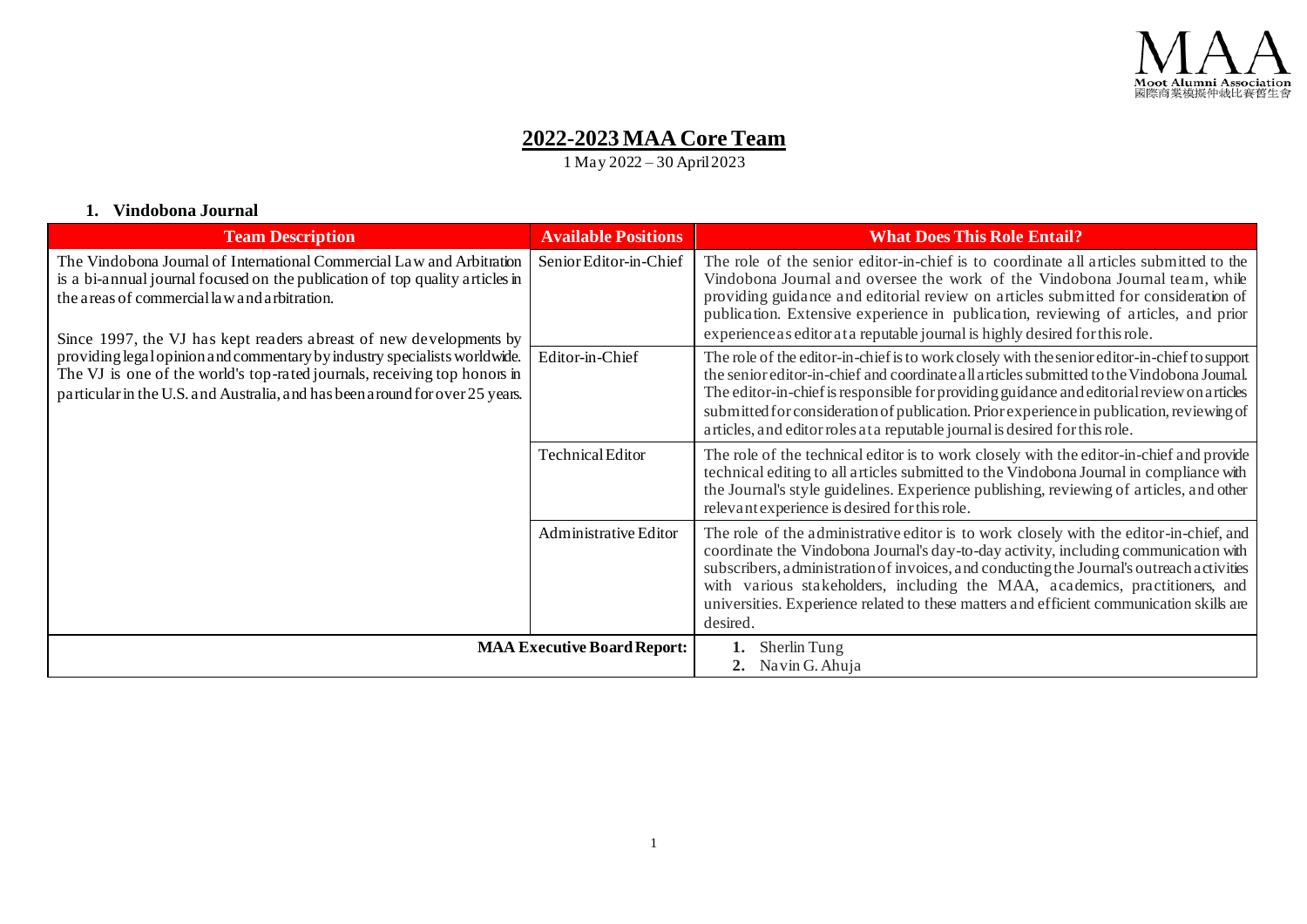# 2022-2023 MAA Core Team

1 May 2022 – 30 April 2023

## 1. Vindobona Journal

| Team Description | Available Positions | What Does This Role Entail? |
|---|---|---|
| The Vindobona Journal of International Commercial Law and Arbitration is a bi-annual journal focused on the publication of top quality articles in the areas of commercial law and arbitration.<br><br>Since 1997, the VJ has kept readers abreast of new developments by providing legal opinion and commentary by industry specialists worldwide. The VJ is one of the world's top-rated journals, receiving top honors in particular in the U.S. and Australia, and has been around for over 25 years. | Senior Editor-in-Chief | The role of the senior editor-in-chief is to coordinate all articles submitted to the Vindobona Journal and oversee the work of the Vindobona Journal team, while providing guidance and editorial review on articles submitted for consideration of publication. Extensive experience in publication, reviewing of articles, and prior experience as editor at a reputable journal is highly desired for this role. |
| | Editor-in-Chief | The role of the editor-in-chief is to work closely with the senior editor-in-chief to support the senior editor-in-chief and coordinate all articles submitted to the Vindobona Journal. The editor-in-chief is responsible for providing guidance and editorial review on articles submitted for consideration of publication. Prior experience in publication, reviewing of articles, and editor roles at a reputable journal is desired for this role. |
| | Technical Editor | The role of the technical editor is to work closely with the editor-in-chief and provide technical editing to all articles submitted to the Vindobona Journal in compliance with the Journal's style guidelines. Experience publishing, reviewing of articles, and other relevant experience is desired for this role. |
| | Administrative Editor | The role of the administrative editor is to work closely with the editor-in-chief, and coordinate the Vindobona Journal's day-to-day activity, including communication with subscribers, administration of invoices, and conducting the Journal's outreach activities with various stakeholders, including the MAA, academics, practitioners, and universities. Experience related to these matters and efficient communication skills are desired. |
| **MAA Executive Board Report:** | | 1. Sherlin Tung<br>2. Navin G. Ahuja |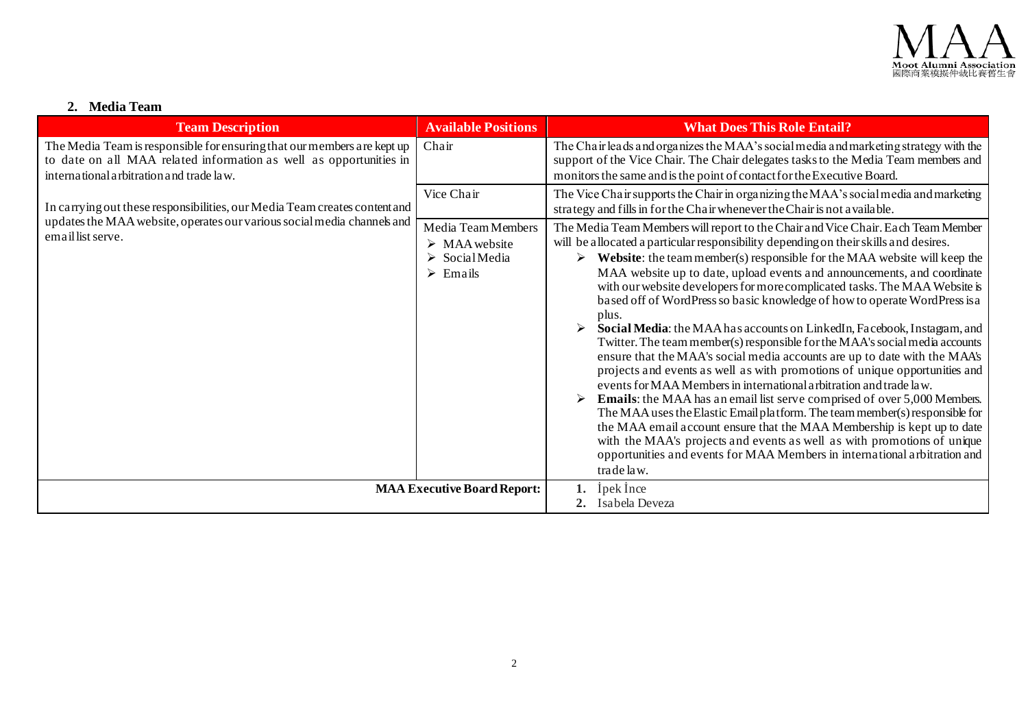## 2. Media Team

| Team Description | Available Positions | What Does This Role Entail? |
|---|---|---|
| The Media Team is responsible for ensuring that our members are kept up to date on all MAA related information as well as opportunities in international arbitration and trade law.<br><br>In carrying out these responsibilities, our Media Team creates content and updates the MAA website, operates our various social media channels and email list serve. | Chair | The Chair leads and organizes the MAA's social media and marketing strategy with the support of the Vice Chair. The Chair delegates tasks to the Media Team members and monitors the same and is the point of contact for the Executive Board. |
| | Vice Chair | The Vice Chair supports the Chair in organizing the MAA's social media and marketing strategy and fills in for the Chair whenever the Chair is not available. |
| | Media Team Members<br>➢ MAA website<br>➢ Social Media<br>➢ Emails | The Media Team Members will report to the Chair and Vice Chair. Each Team Member will be allocated a particular responsibility depending on their skills and desires.<br>➢ **Website**: the team member(s) responsible for the MAA website will keep the MAA website up to date, upload events and announcements, and coordinate with our website developers for more complicated tasks. The MAA Website is based off of WordPress so basic knowledge of how to operate WordPress is a plus.<br>➢ **Social Media**: the MAA has accounts on LinkedIn, Facebook, Instagram, and Twitter. The team member(s) responsible for the MAA's social media accounts ensure that the MAA's social media accounts are up to date with the MAA's projects and events as well as with promotions of unique opportunities and events for MAA Members in international arbitration and trade law.<br>➢ **Emails**: the MAA has an email list serve comprised of over 5,000 Members. The MAA uses the Elastic Email platform. The team member(s) responsible for the MAA email account ensure that the MAA Membership is kept up to date with the MAA's projects and events as well as with promotions of unique opportunities and events for MAA Members in international arbitration and trade law. |
| | **MAA Executive Board Report:** | 1. İpek İnce<br>2. Isabela Deveza |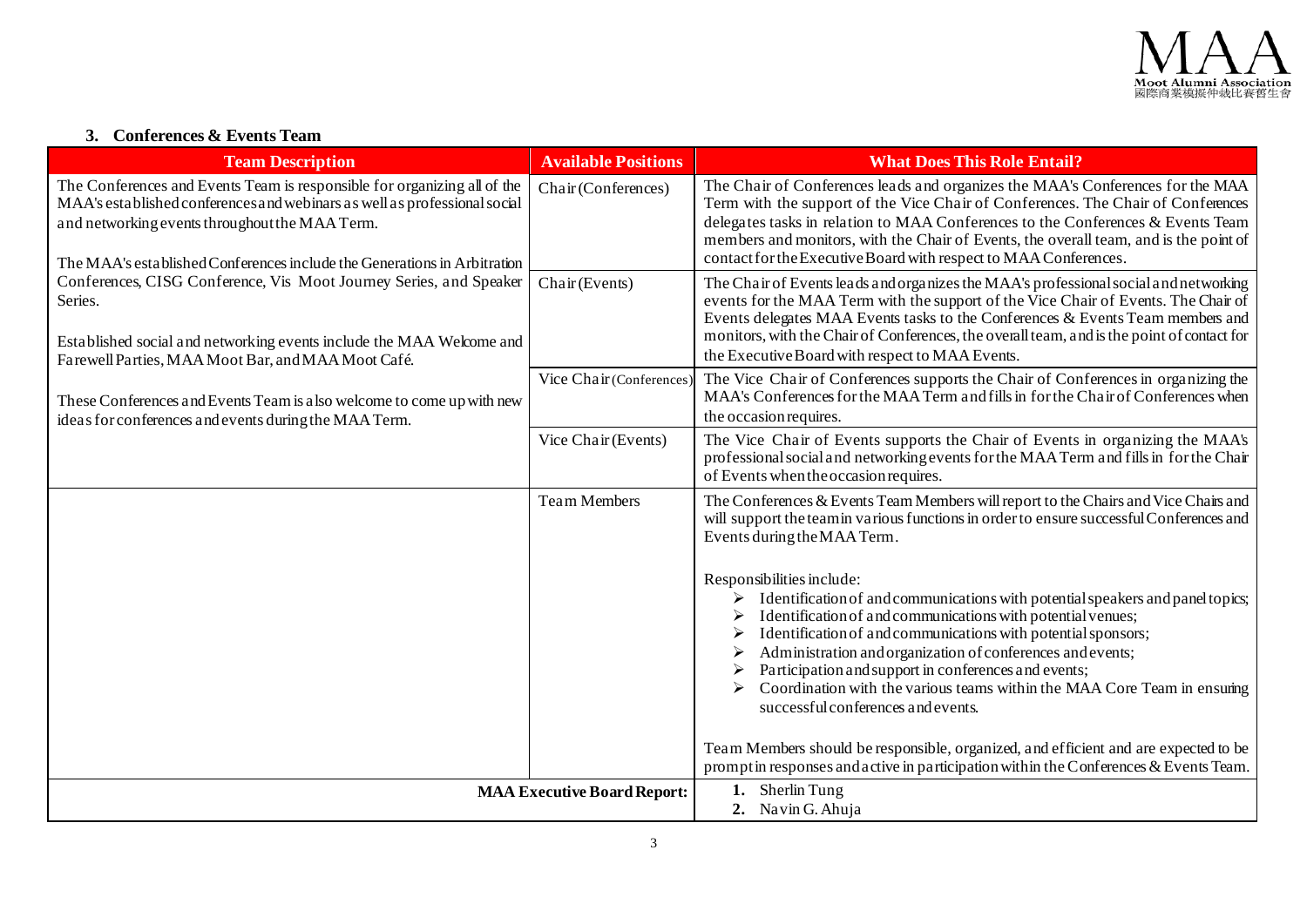### 3. Conferences & Events Team

| Team Description | Available Positions | What Does This Role Entail? |
|---|---|---|
| The Conferences and Events Team is responsible for organizing all of the MAA's established conferences and webinars as well as professional social and networking events throughout the MAA Term.<br><br>The MAA's established Conferences include the Generations in Arbitration Conferences, CISG Conference, Vis Moot Journey Series, and Speaker Series.<br><br>Established social and networking events include the MAA Welcome and Farewell Parties, MAA Moot Bar, and MAA Moot Café.<br><br>These Conferences and Events Team is also welcome to come up with new ideas for conferences and events during the MAA Term. | Chair (Conferences) | The Chair of Conferences leads and organizes the MAA's Conferences for the MAA Term with the support of the Vice Chair of Conferences. The Chair of Conferences delegates tasks in relation to MAA Conferences to the Conferences & Events Team members and monitors, with the Chair of Events, the overall team, and is the point of contact for the Executive Board with respect to MAA Conferences. |
| | Chair (Events) | The Chair of Events leads and organizes the MAA's professional social and networking events for the MAA Term with the support of the Vice Chair of Events. The Chair of Events delegates MAA Events tasks to the Conferences & Events Team members and monitors, with the Chair of Conferences, the overall team, and is the point of contact for the Executive Board with respect to MAA Events. |
| | Vice Chair (Conferences) | The Vice Chair of Conferences supports the Chair of Conferences in organizing the MAA's Conferences for the MAA Term and fills in for the Chair of Conferences when the occasion requires. |
| | Vice Chair (Events) | The Vice Chair of Events supports the Chair of Events in organizing the MAA's professional social and networking events for the MAA Term and fills in for the Chair of Events when the occasion requires. |
| | Team Members | The Conferences & Events Team Members will report to the Chairs and Vice Chairs and will support the team in various functions in order to ensure successful Conferences and Events during the MAA Term.<br><br>Responsibilities include:<br>➢ Identification of and communications with potential speakers and panel topics;<br>➢ Identification of and communications with potential venues;<br>➢ Identification of and communications with potential sponsors;<br>➢ Administration and organization of conferences and events;<br>➢ Participation and support in conferences and events;<br>➢ Coordination with the various teams within the MAA Core Team in ensuring successful conferences and events.<br><br>Team Members should be responsible, organized, and efficient and are expected to be prompt in responses and active in participation within the Conferences & Events Team. |
| | **MAA Executive Board Report:** | 1. Sherlin Tung<br>2. Navin G. Ahuja |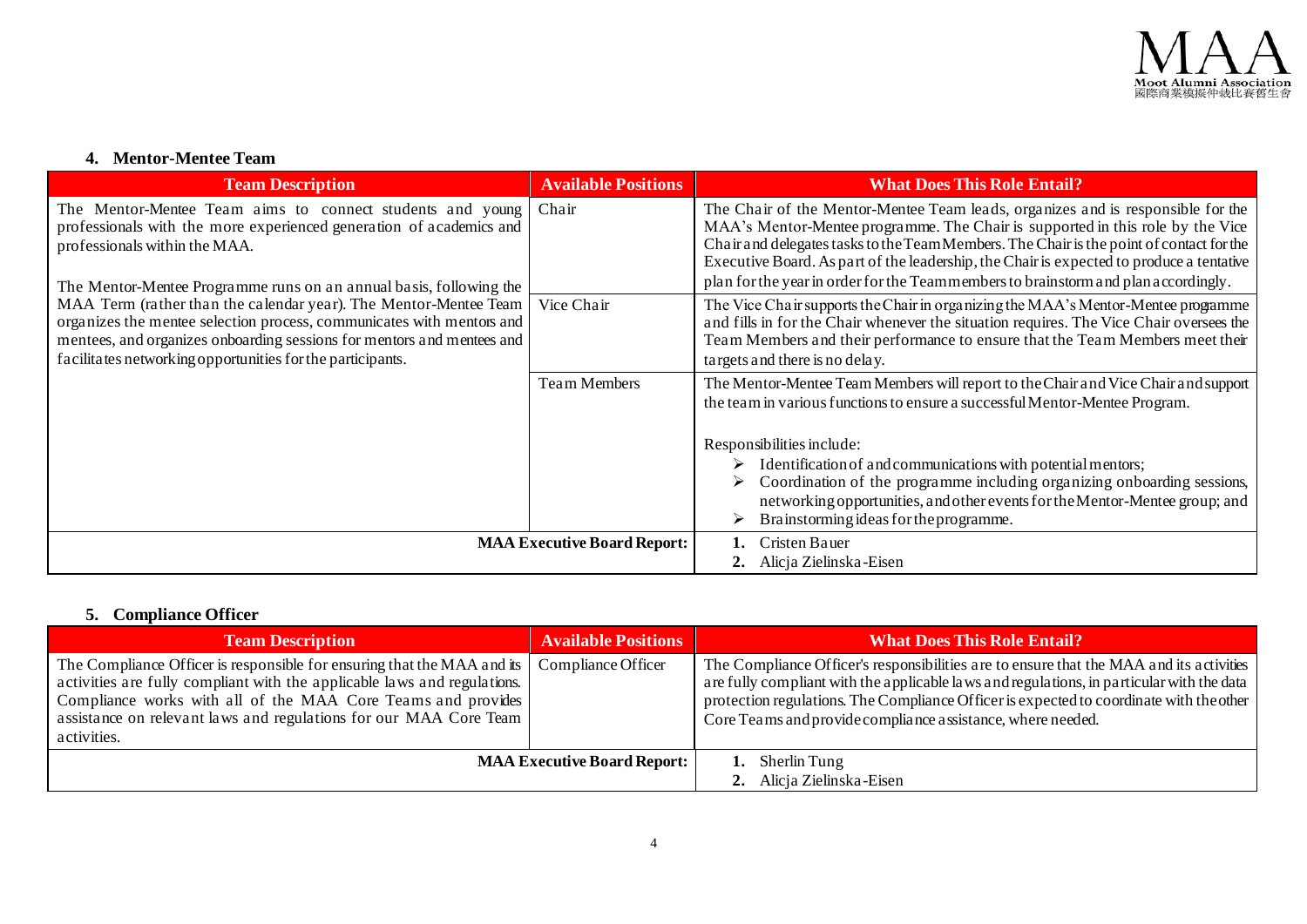## 4. Mentor-Mentee Team

| Team Description | Available Positions | What Does This Role Entail? |
|---|---|---|
| The Mentor-Mentee Team aims to connect students and young professionals with the more experienced generation of academics and professionals within the MAA.<br><br>The Mentor-Mentee Programme runs on an annual basis, following the MAA Term (rather than the calendar year). The Mentor-Mentee Team organizes the mentee selection process, communicates with mentors and mentees, and organizes onboarding sessions for mentors and mentees and facilitates networking opportunities for the participants. | Chair | The Chair of the Mentor-Mentee Team leads, organizes and is responsible for the MAA's Mentor-Mentee programme. The Chair is supported in this role by the Vice Chair and delegates tasks to the Team Members. The Chair is the point of contact for the Executive Board. As part of the leadership, the Chair is expected to produce a tentative plan for the year in order for the Team members to brainstorm and plan accordingly. |
| | Vice Chair | The Vice Chair supports the Chair in organizing the MAA's Mentor-Mentee programme and fills in for the Chair whenever the situation requires. The Vice Chair oversees the Team Members and their performance to ensure that the Team Members meet their targets and there is no delay. |
| | Team Members | The Mentor-Mentee Team Members will report to the Chair and Vice Chair and support the team in various functions to ensure a successful Mentor-Mentee Program.<br><br>Responsibilities include:<br>➢ Identification of and communications with potential mentors;<br>➢ Coordination of the programme including organizing onboarding sessions, networking opportunities, and other events for the Mentor-Mentee group; and<br>➢ Brainstorming ideas for the programme. |
| | **MAA Executive Board Report:** | 1. Cristen Bauer<br>2. Alicja Zielinska-Eisen |

## 5. Compliance Officer

| Team Description | Available Positions | What Does This Role Entail? |
|---|---|---|
| The Compliance Officer is responsible for ensuring that the MAA and its activities are fully compliant with the applicable laws and regulations. Compliance works with all of the MAA Core Teams and provides assistance on relevant laws and regulations for our MAA Core Team activities. | Compliance Officer | The Compliance Officer's responsibilities are to ensure that the MAA and its activities are fully compliant with the applicable laws and regulations, in particular with the data protection regulations. The Compliance Officer is expected to coordinate with the other Core Teams and provide compliance assistance, where needed. |
| | **MAA Executive Board Report:** | 1. Sherlin Tung<br>2. Alicja Zielinska-Eisen |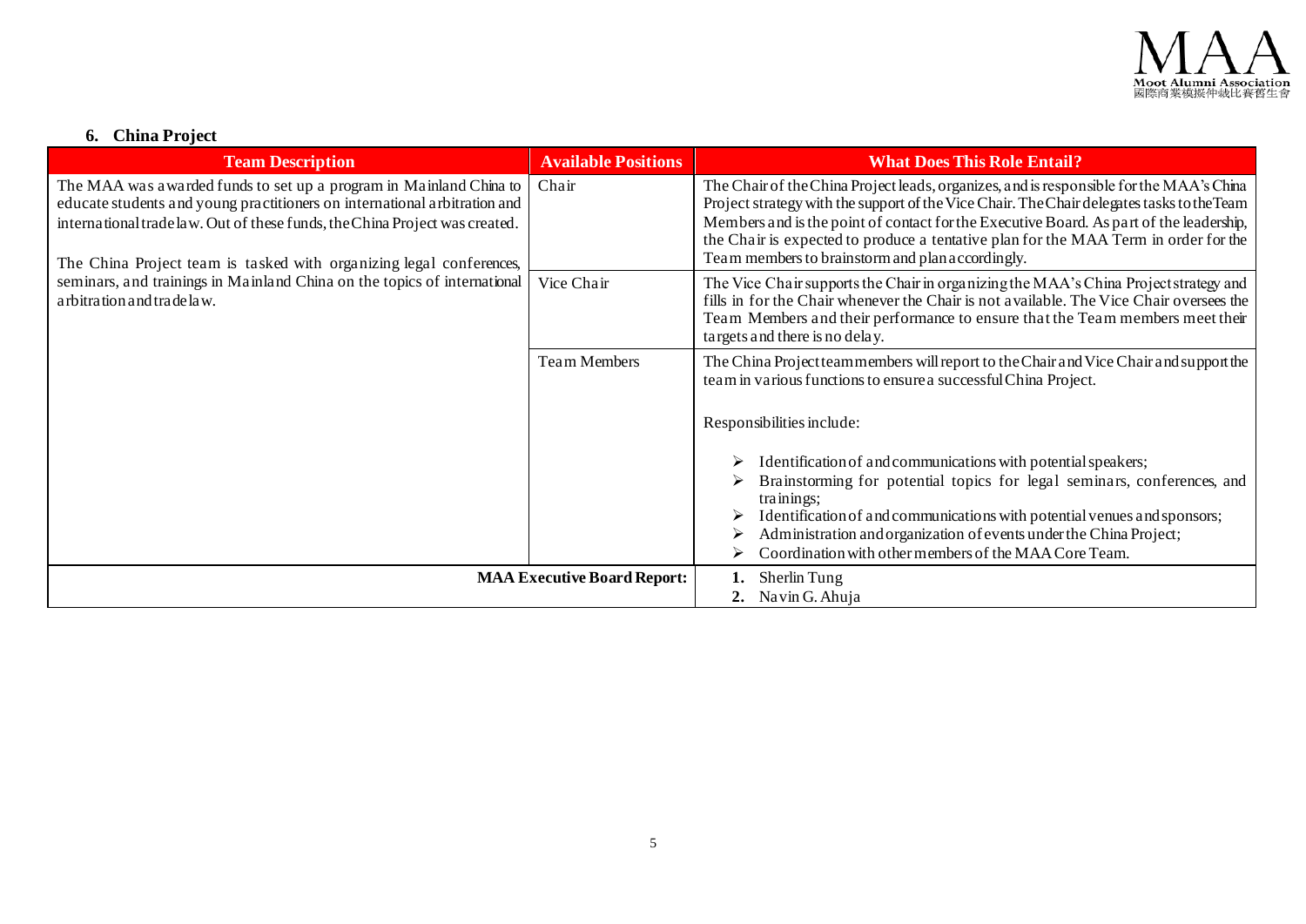## 6. China Project

| Team Description | Available Positions | What Does This Role Entail? |
|---|---|---|
| The MAA was awarded funds to set up a program in Mainland China to educate students and young practitioners on international arbitration and international trade law. Out of these funds, the China Project was created.<br><br>The China Project team is tasked with organizing legal conferences, seminars, and trainings in Mainland China on the topics of international arbitration and trade law. | Chair | The Chair of the China Project leads, organizes, and is responsible for the MAA's China Project strategy with the support of the Vice Chair. The Chair delegates tasks to the Team Members and is the point of contact for the Executive Board. As part of the leadership, the Chair is expected to produce a tentative plan for the MAA Term in order for the Team members to brainstorm and plan accordingly. |
| | Vice Chair | The Vice Chair supports the Chair in organizing the MAA's China Project strategy and fills in for the Chair whenever the Chair is not available. The Vice Chair oversees the Team Members and their performance to ensure that the Team members meet their targets and there is no delay. |
| | Team Members | The China Project team members will report to the Chair and Vice Chair and support the team in various functions to ensure a successful China Project.<br><br>Responsibilities include:<br><br>➢ Identification of and communications with potential speakers;<br>➢ Brainstorming for potential topics for legal seminars, conferences, and trainings;<br>➢ Identification of and communications with potential venues and sponsors;<br>➢ Administration and organization of events under the China Project;<br>➢ Coordination with other members of the MAA Core Team. |
| | **MAA Executive Board Report:** | **1.** Sherlin Tung<br>**2.** Navin G. Ahuja |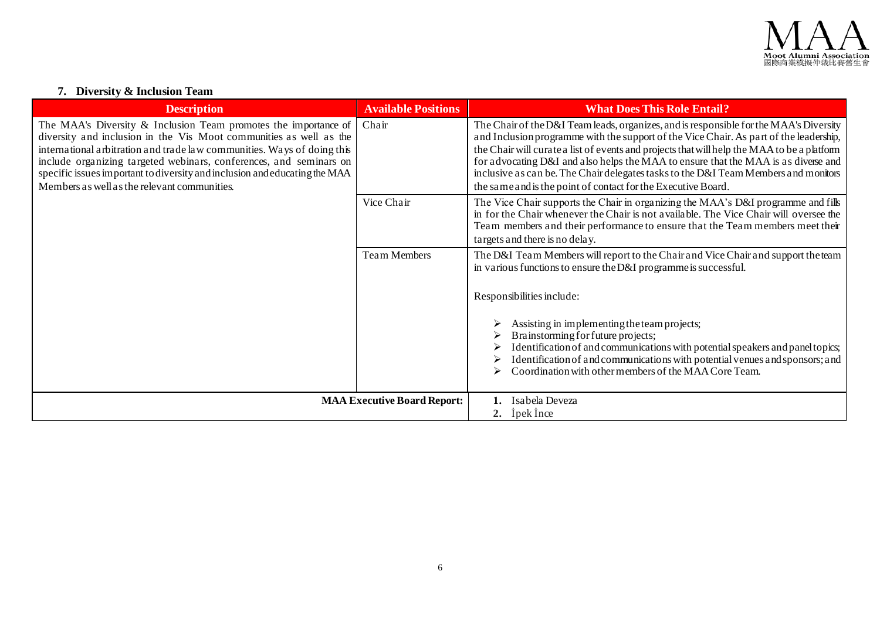## 7. Diversity & Inclusion Team

| Description | Available Positions | What Does This Role Entail? |
|---|---|---|
| The MAA's Diversity & Inclusion Team promotes the importance of diversity and inclusion in the Vis Moot communities as well as the international arbitration and trade law communities. Ways of doing this include organizing targeted webinars, conferences, and seminars on specific issues important to diversity and inclusion and educating the MAA Members as well as the relevant communities. | Chair | The Chair of the D&I Team leads, organizes, and is responsible for the MAA's Diversity and Inclusion programme with the support of the Vice Chair. As part of the leadership, the Chair will curate a list of events and projects that will help the MAA to be a platform for advocating D&I and also helps the MAA to ensure that the MAA is as diverse and inclusive as can be. The Chair delegates tasks to the D&I Team Members and monitors the same and is the point of contact for the Executive Board. |
| | Vice Chair | The Vice Chair supports the Chair in organizing the MAA's D&I programme and fills in for the Chair whenever the Chair is not available. The Vice Chair will oversee the Team members and their performance to ensure that the Team members meet their targets and there is no delay. |
| | Team Members | The D&I Team Members will report to the Chair and Vice Chair and support the team in various functions to ensure the D&I programme is successful.<br><br>Responsibilities include:<br><br>➢ Assisting in implementing the team projects;<br>➢ Brainstorming for future projects;<br>➢ Identification of and communications with potential speakers and panel topics;<br>➢ Identification of and communications with potential venues and sponsors; and<br>➢ Coordination with other members of the MAA Core Team. |
| | **MAA Executive Board Report:** | 1. Isabela Deveza<br>2. İpek İnce |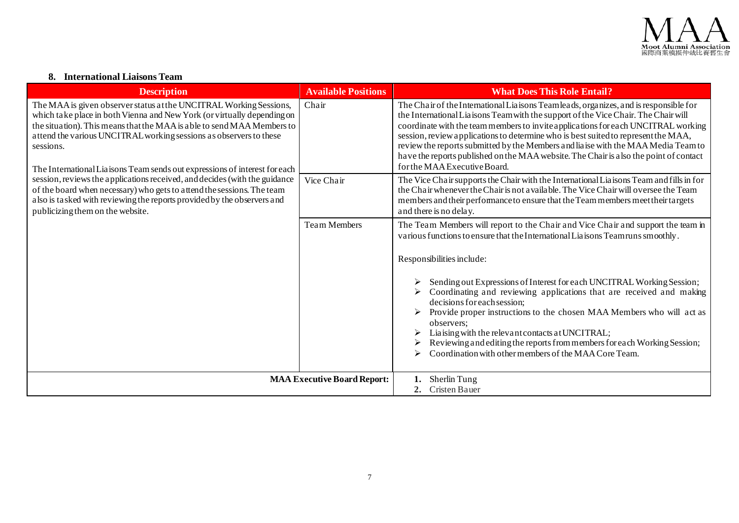## 8. International Liaisons Team

| Description | Available Positions | What Does This Role Entail? |
|---|---|---|
| The MAA is given observer status at the UNCITRAL Working Sessions, which take place in both Vienna and New York (or virtually depending on the situation). This means that the MAA is able to send MAA Members to attend the various UNCITRAL working sessions as observers to these sessions.<br><br>The International Liaisons Team sends out expressions of interest for each session, reviews the applications received, and decides (with the guidance of the board when necessary) who gets to attend the sessions. The team also is tasked with reviewing the reports provided by the observers and publicizing them on the website. | Chair | The Chair of the International Liaisons Team leads, organizes, and is responsible for the International Liaisons Team with the support of the Vice Chair. The Chair will coordinate with the team members to invite applications for each UNCITRAL working session, review applications to determine who is best suited to represent the MAA, review the reports submitted by the Members and liaise with the MAA Media Team to have the reports published on the MAA website. The Chair is also the point of contact for the MAA Executive Board. |
| | Vice Chair | The Vice Chair supports the Chair with the International Liaisons Team and fills in for the Chair whenever the Chair is not available. The Vice Chair will oversee the Team members and their performance to ensure that the Team members meet their targets and there is no delay. |
| | Team Members | The Team Members will report to the Chair and Vice Chair and support the team in various functions to ensure that the International Liaisons Team runs smoothly.<br><br>Responsibilities include:<br><br>➢ Sending out Expressions of Interest for each UNCITRAL Working Session;<br>➢ Coordinating and reviewing applications that are received and making decisions for each session;<br>➢ Provide proper instructions to the chosen MAA Members who will act as observers;<br>➢ Liaising with the relevant contacts at UNCITRAL;<br>➢ Reviewing and editing the reports from members for each Working Session;<br>➢ Coordination with other members of the MAA Core Team. |
| | **MAA Executive Board Report:** | 1. Sherlin Tung<br>2. Cristen Bauer |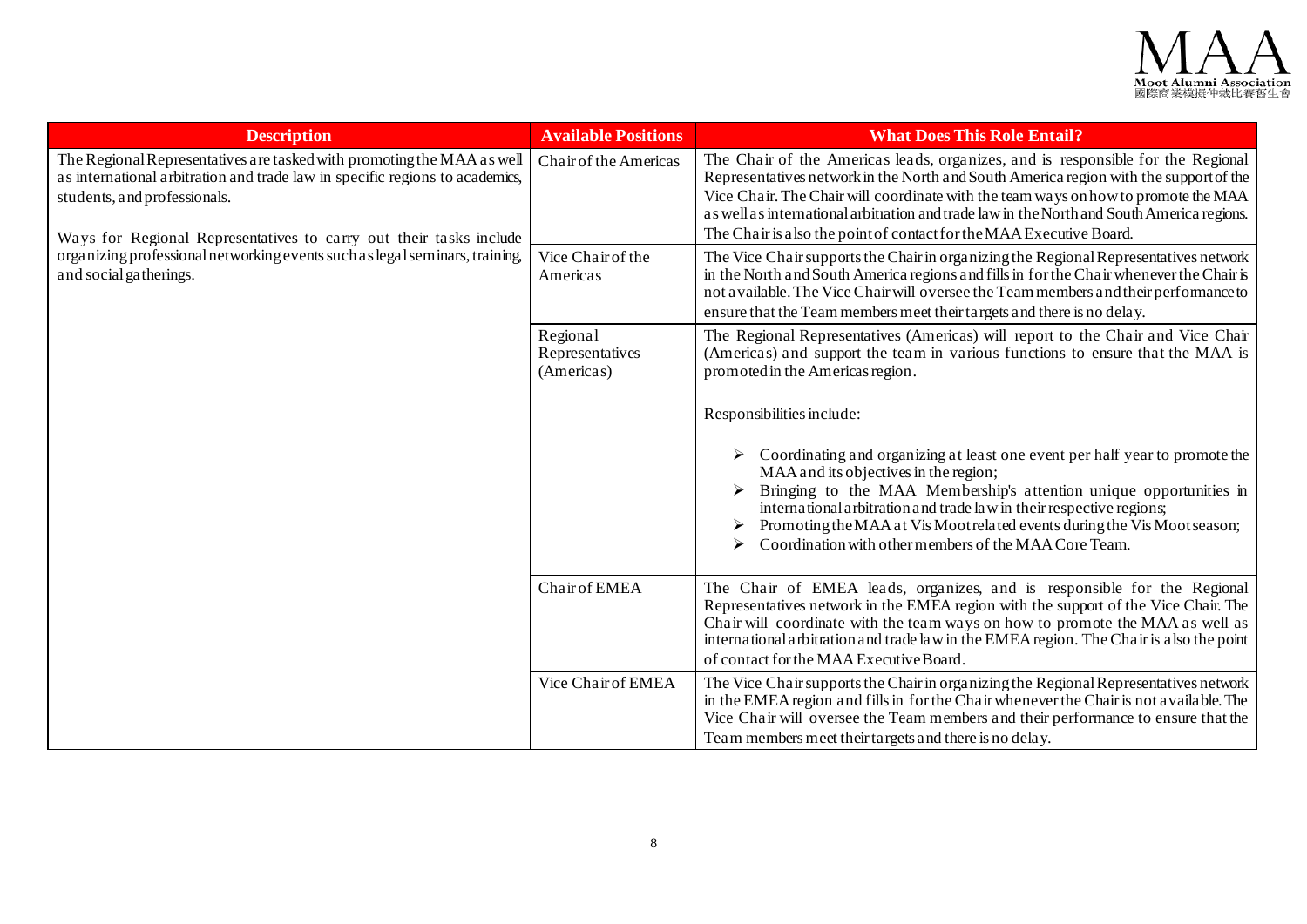| Description | Available Positions | What Does This Role Entail? |
| --- | --- | --- |
| The Regional Representatives are tasked with promoting the MAA as well as international arbitration and trade law in specific regions to academics, students, and professionals.<br><br>Ways for Regional Representatives to carry out their tasks include organizing professional networking events such as legal seminars, training, and social gatherings. | Chair of the Americas | The Chair of the Americas leads, organizes, and is responsible for the Regional Representatives network in the North and South America region with the support of the Vice Chair. The Chair will coordinate with the team ways on how to promote the MAA as well as international arbitration and trade law in the North and South America regions. The Chair is also the point of contact for the MAA Executive Board. |
| | Vice Chair of the Americas | The Vice Chair supports the Chair in organizing the Regional Representatives network in the North and South America regions and fills in for the Chair whenever the Chair is not available. The Vice Chair will oversee the Team members and their performance to ensure that the Team members meet their targets and there is no delay. |
| | Regional Representatives (Americas) | The Regional Representatives (Americas) will report to the Chair and Vice Chair (Americas) and support the team in various functions to ensure that the MAA is promoted in the Americas region.<br><br>Responsibilities include:<br><br>➢ Coordinating and organizing at least one event per half year to promote the MAA and its objectives in the region;<br>➢ Bringing to the MAA Membership's attention unique opportunities in international arbitration and trade law in their respective regions;<br>➢ Promoting the MAA at Vis Moot related events during the Vis Moot season;<br>➢ Coordination with other members of the MAA Core Team. |
| | Chair of EMEA | The Chair of EMEA leads, organizes, and is responsible for the Regional Representatives network in the EMEA region with the support of the Vice Chair. The Chair will coordinate with the team ways on how to promote the MAA as well as international arbitration and trade law in the EMEA region. The Chair is also the point of contact for the MAA Executive Board. |
| | Vice Chair of EMEA | The Vice Chair supports the Chair in organizing the Regional Representatives network in the EMEA region and fills in for the Chair whenever the Chair is not available. The Vice Chair will oversee the Team members and their performance to ensure that the Team members meet their targets and there is no delay. |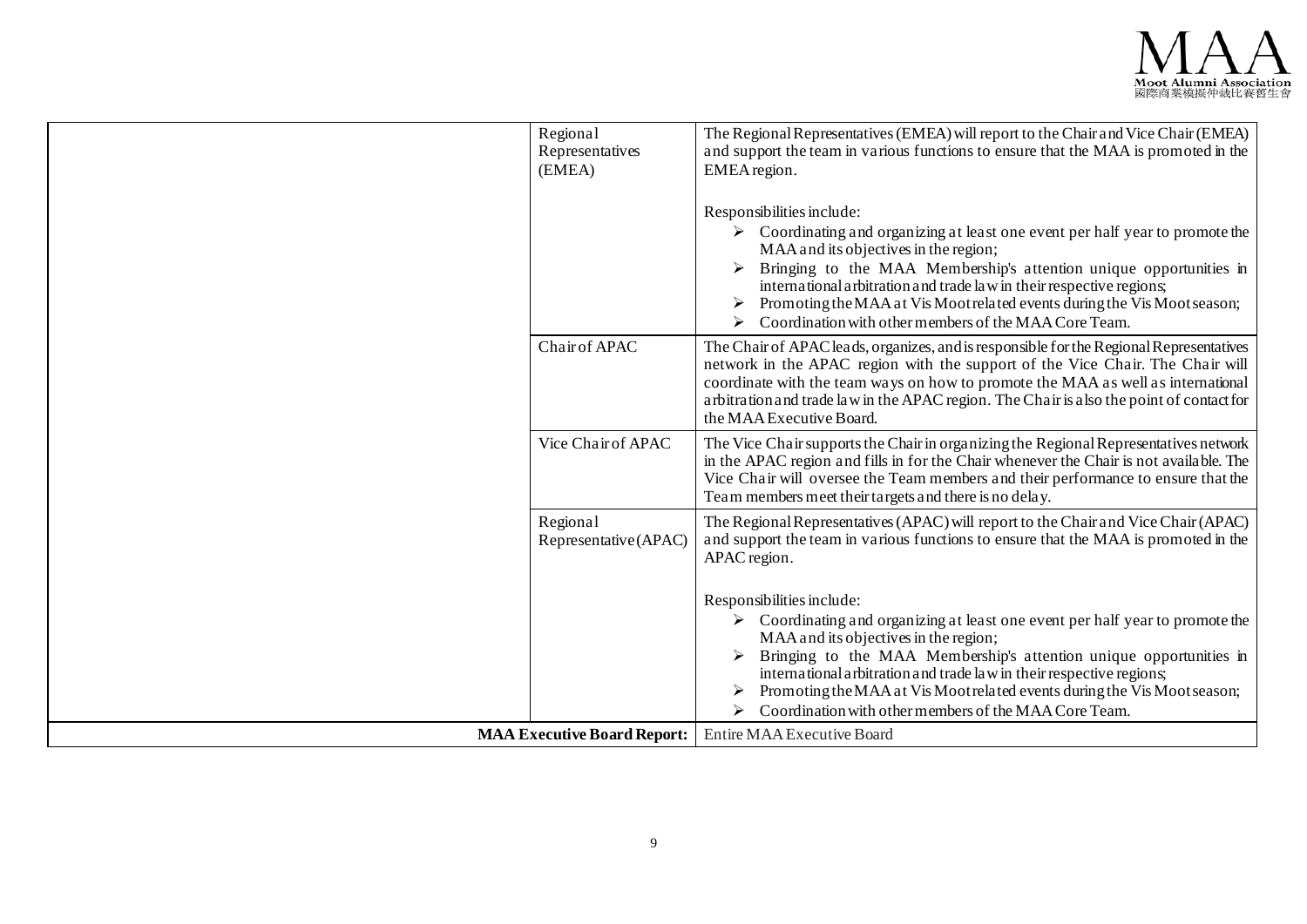| | | |
|---|---|---|
| | Regional Representatives (EMEA) | The Regional Representatives (EMEA) will report to the Chair and Vice Chair (EMEA) and support the team in various functions to ensure that the MAA is promoted in the EMEA region.<br><br>Responsibilities include:<br>➢ Coordinating and organizing at least one event per half year to promote the MAA and its objectives in the region;<br>➢ Bringing to the MAA Membership's attention unique opportunities in international arbitration and trade law in their respective regions;<br>➢ Promoting the MAA at Vis Moot related events during the Vis Moot season;<br>➢ Coordination with other members of the MAA Core Team. |
| | Chair of APAC | The Chair of APAC leads, organizes, and is responsible for the Regional Representatives network in the APAC region with the support of the Vice Chair. The Chair will coordinate with the team ways on how to promote the MAA as well as international arbitration and trade law in the APAC region. The Chair is also the point of contact for the MAA Executive Board. |
| | Vice Chair of APAC | The Vice Chair supports the Chair in organizing the Regional Representatives network in the APAC region and fills in for the Chair whenever the Chair is not available. The Vice Chair will oversee the Team members and their performance to ensure that the Team members meet their targets and there is no delay. |
| | Regional Representative (APAC) | The Regional Representatives (APAC) will report to the Chair and Vice Chair (APAC) and support the team in various functions to ensure that the MAA is promoted in the APAC region.<br><br>Responsibilities include:<br>➢ Coordinating and organizing at least one event per half year to promote the MAA and its objectives in the region;<br>➢ Bringing to the MAA Membership's attention unique opportunities in international arbitration and trade law in their respective regions;<br>➢ Promoting the MAA at Vis Moot related events during the Vis Moot season;<br>➢ Coordination with other members of the MAA Core Team. |
| **MAA Executive Board Report:** | | Entire MAA Executive Board |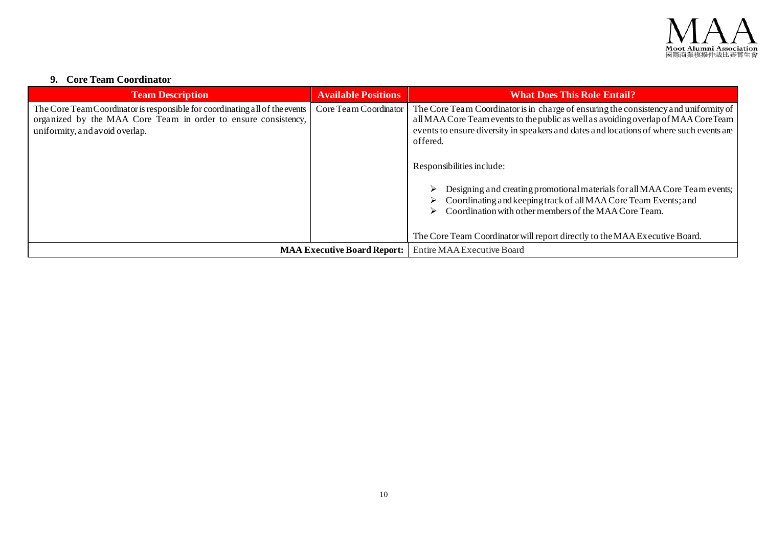### 9. Core Team Coordinator

| Team Description | Available Positions | What Does This Role Entail? |
|---|---|---|
| The Core Team Coordinator is responsible for coordinating all of the events organized by the MAA Core Team in order to ensure consistency, uniformity, and avoid overlap. | Core Team Coordinator | The Core Team Coordinator is in charge of ensuring the consistency and uniformity of all MAA Core Team events to the public as well as avoiding overlap of MAA Core Team events to ensure diversity in speakers and dates and locations of where such events are offered.<br><br>Responsibilities include:<br><br>➢ Designing and creating promotional materials for all MAA Core Team events;<br>➢ Coordinating and keeping track of all MAA Core Team Events; and<br>➢ Coordination with other members of the MAA Core Team.<br><br>The Core Team Coordinator will report directly to the MAA Executive Board. |
| | **MAA Executive Board Report:** | Entire MAA Executive Board |